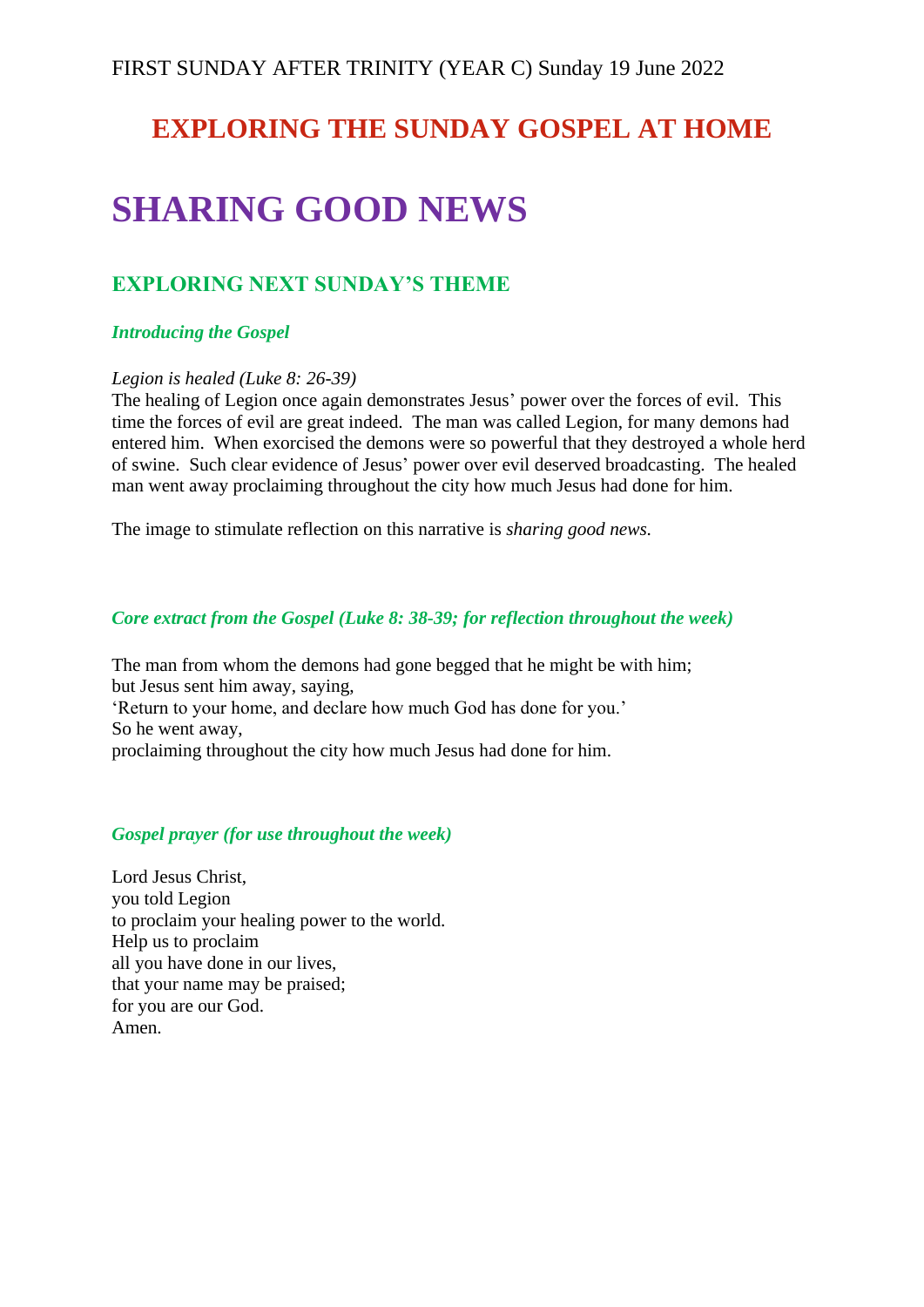FIRST SUNDAY AFTER TRINITY (YEAR C) Sunday 19 June 2022

# EXPLORING THE SUNDAY GOSPEL AT HOME

# SHARING GOOD NEWS

## EXPLORING NEXT SUNDAY'S THEME

### *Introducing the Gospel*

*Legion is healed (Luke 8: 26-39)*
The healing of Legion once again demonstrates Jesus' power over the forces of evil. This time the forces of evil are great indeed. The man was called Legion, for many demons had entered him. When exorcised the demons were so powerful that they destroyed a whole herd of swine. Such clear evidence of Jesus' power over evil deserved broadcasting. The healed man went away proclaiming throughout the city how much Jesus had done for him.

The image to stimulate reflection on this narrative is *sharing good news.*

### *Core extract from the Gospel (Luke 8: 38-39; for reflection throughout the week)*

The man from whom the demons had gone begged that he might be with him;
but Jesus sent him away, saying,
'Return to your home, and declare how much God has done for you.'
So he went away,
proclaiming throughout the city how much Jesus had done for him.

### *Gospel prayer (for use throughout the week)*

Lord Jesus Christ,
you told Legion
to proclaim your healing power to the world.
Help us to proclaim
all you have done in our lives,
that your name may be praised;
for you are our God.
Amen.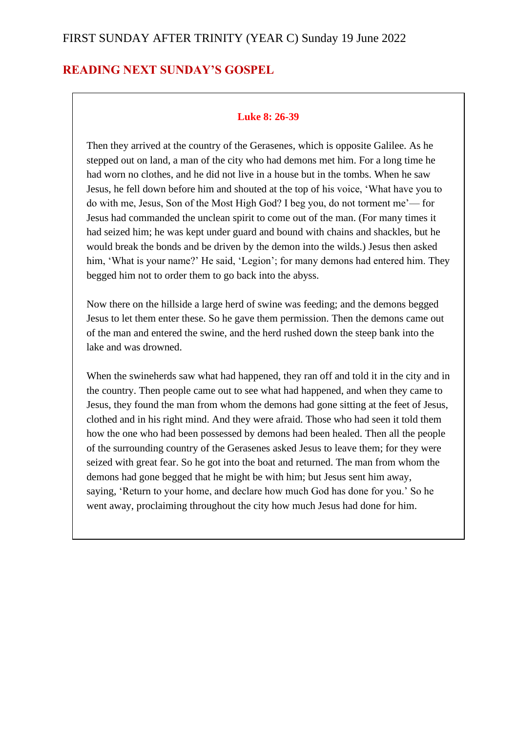FIRST SUNDAY AFTER TRINITY (YEAR C) Sunday 19 June 2022

## READING NEXT SUNDAY'S GOSPEL

**Luke 8: 26-39**

Then they arrived at the country of the Gerasenes, which is opposite Galilee. As he stepped out on land, a man of the city who had demons met him. For a long time he had worn no clothes, and he did not live in a house but in the tombs. When he saw Jesus, he fell down before him and shouted at the top of his voice, 'What have you to do with me, Jesus, Son of the Most High God? I beg you, do not torment me'— for Jesus had commanded the unclean spirit to come out of the man. (For many times it had seized him; he was kept under guard and bound with chains and shackles, but he would break the bonds and be driven by the demon into the wilds.) Jesus then asked him, 'What is your name?' He said, 'Legion'; for many demons had entered him. They begged him not to order them to go back into the abyss.

Now there on the hillside a large herd of swine was feeding; and the demons begged Jesus to let them enter these. So he gave them permission. Then the demons came out of the man and entered the swine, and the herd rushed down the steep bank into the lake and was drowned.

When the swineherds saw what had happened, they ran off and told it in the city and in the country. Then people came out to see what had happened, and when they came to Jesus, they found the man from whom the demons had gone sitting at the feet of Jesus, clothed and in his right mind. And they were afraid. Those who had seen it told them how the one who had been possessed by demons had been healed. Then all the people of the surrounding country of the Gerasenes asked Jesus to leave them; for they were seized with great fear. So he got into the boat and returned. The man from whom the demons had gone begged that he might be with him; but Jesus sent him away, saying, 'Return to your home, and declare how much God has done for you.' So he went away, proclaiming throughout the city how much Jesus had done for him.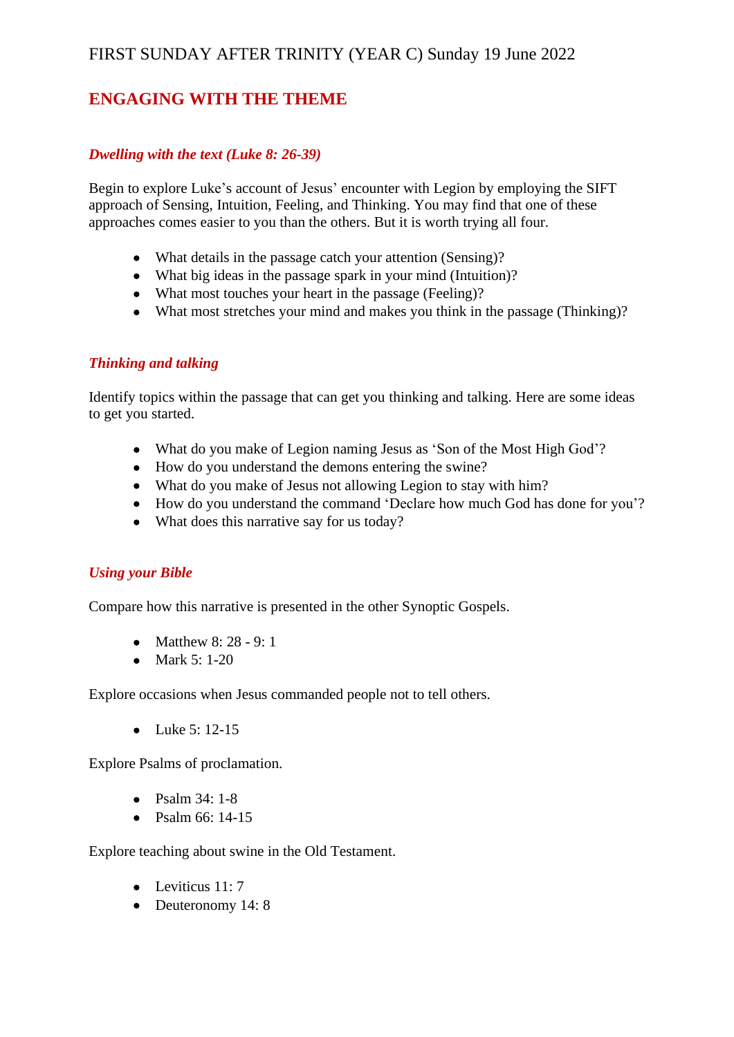FIRST SUNDAY AFTER TRINITY (YEAR C) Sunday 19 June 2022

## ENGAGING WITH THE THEME

### *Dwelling with the text (Luke 8: 26-39)*

Begin to explore Luke's account of Jesus' encounter with Legion by employing the SIFT approach of Sensing, Intuition, Feeling, and Thinking. You may find that one of these approaches comes easier to you than the others. But it is worth trying all four.

- What details in the passage catch your attention (Sensing)?
- What big ideas in the passage spark in your mind (Intuition)?
- What most touches your heart in the passage (Feeling)?
- What most stretches your mind and makes you think in the passage (Thinking)?

### *Thinking and talking*

Identify topics within the passage that can get you thinking and talking. Here are some ideas to get you started.

- What do you make of Legion naming Jesus as 'Son of the Most High God'?
- How do you understand the demons entering the swine?
- What do you make of Jesus not allowing Legion to stay with him?
- How do you understand the command 'Declare how much God has done for you'?
- What does this narrative say for us today?

### *Using your Bible*

Compare how this narrative is presented in the other Synoptic Gospels.

- Matthew 8: 28 - 9: 1
- Mark 5: 1-20

Explore occasions when Jesus commanded people not to tell others.

- Luke 5: 12-15

Explore Psalms of proclamation.

- Psalm 34: 1-8
- Psalm 66: 14-15

Explore teaching about swine in the Old Testament.

- Leviticus 11: 7
- Deuteronomy 14: 8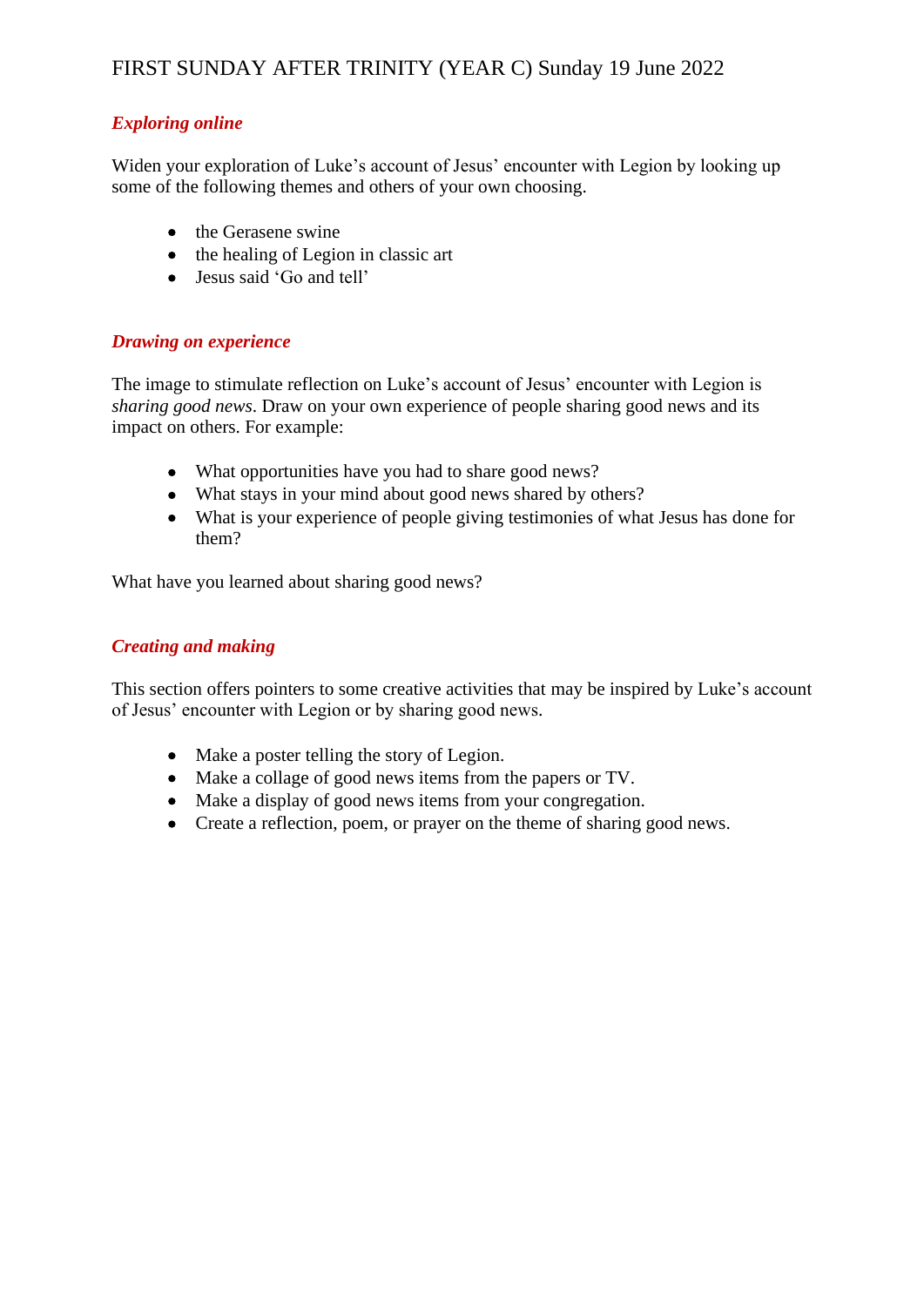FIRST SUNDAY AFTER TRINITY (YEAR C) Sunday 19 June 2022

### *Exploring online*

Widen your exploration of Luke's account of Jesus' encounter with Legion by looking up some of the following themes and others of your own choosing.

- the Gerasene swine
- the healing of Legion in classic art
- Jesus said 'Go and tell'

### *Drawing on experience*

The image to stimulate reflection on Luke's account of Jesus' encounter with Legion is *sharing good news*. Draw on your own experience of people sharing good news and its impact on others. For example:

- What opportunities have you had to share good news?
- What stays in your mind about good news shared by others?
- What is your experience of people giving testimonies of what Jesus has done for them?

What have you learned about sharing good news?

### *Creating and making*

This section offers pointers to some creative activities that may be inspired by Luke's account of Jesus' encounter with Legion or by sharing good news.

- Make a poster telling the story of Legion.
- Make a collage of good news items from the papers or TV.
- Make a display of good news items from your congregation.
- Create a reflection, poem, or prayer on the theme of sharing good news.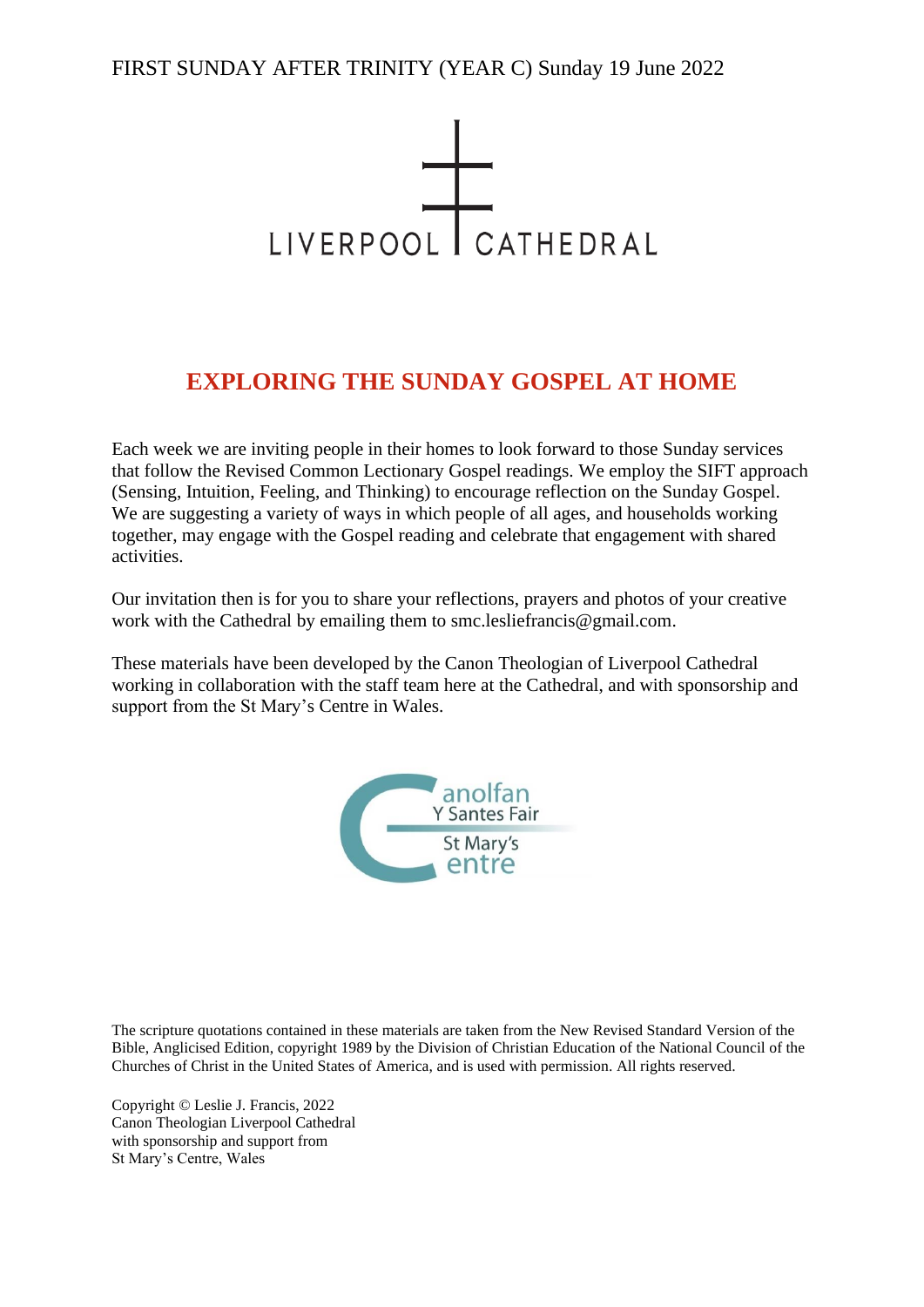FIRST SUNDAY AFTER TRINITY (YEAR C) Sunday 19 June 2022

LIVERPOOL CATHEDRAL

# EXPLORING THE SUNDAY GOSPEL AT HOME

Each week we are inviting people in their homes to look forward to those Sunday services that follow the Revised Common Lectionary Gospel readings. We employ the SIFT approach (Sensing, Intuition, Feeling, and Thinking) to encourage reflection on the Sunday Gospel. We are suggesting a variety of ways in which people of all ages, and households working together, may engage with the Gospel reading and celebrate that engagement with shared activities.

Our invitation then is for you to share your reflections, prayers and photos of your creative work with the Cathedral by emailing them to smc.lesliefrancis@gmail.com.

These materials have been developed by the Canon Theologian of Liverpool Cathedral working in collaboration with the staff team here at the Cathedral, and with sponsorship and support from the St Mary's Centre in Wales.

Canolfan Y Santes Fair
St Mary's Centre

The scripture quotations contained in these materials are taken from the New Revised Standard Version of the Bible, Anglicised Edition, copyright 1989 by the Division of Christian Education of the National Council of the Churches of Christ in the United States of America, and is used with permission. All rights reserved.

Copyright © Leslie J. Francis, 2022
Canon Theologian Liverpool Cathedral
with sponsorship and support from
St Mary's Centre, Wales